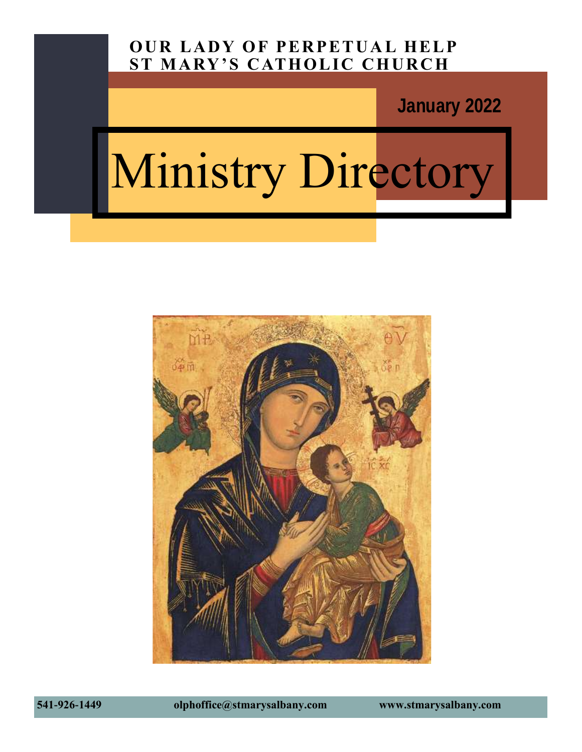**OUR LADY OF PERPETUAL HELP**
**ST MARY'S CATHOLIC CHURCH**

**January 2022**

# Ministry Directory

**541-926-1449** **olphoffice@stmarysalbany.com** **www.stmarysalbany.com**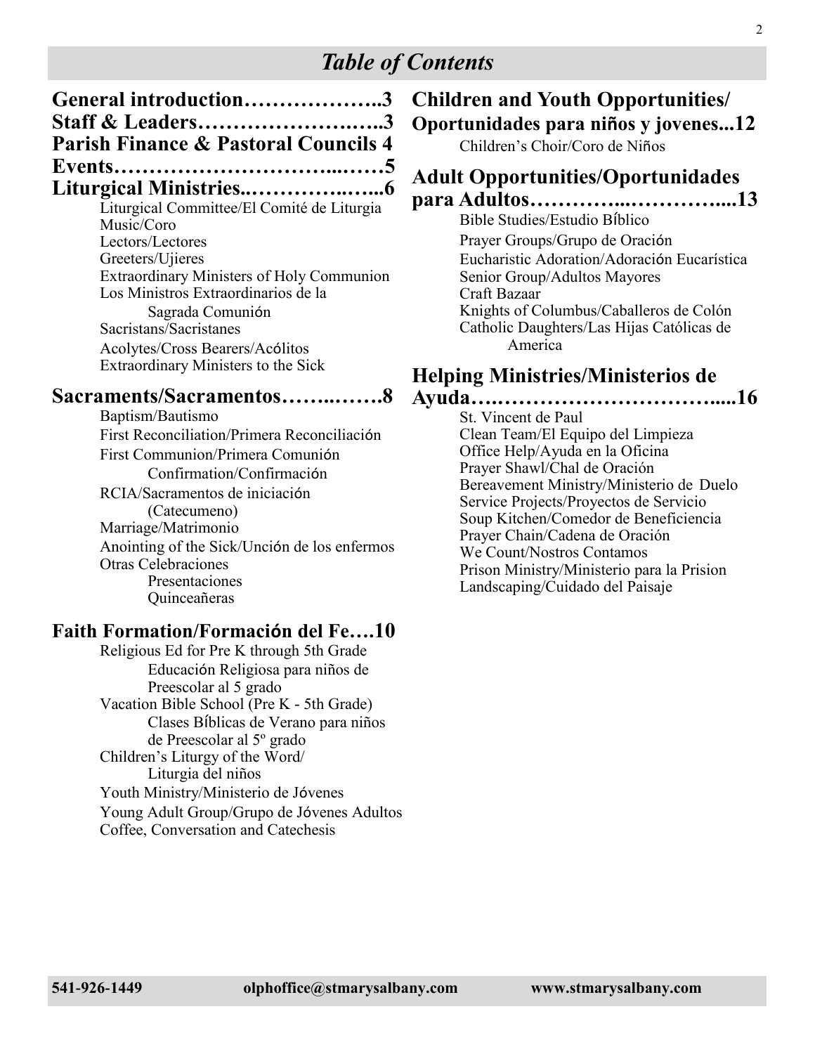# Table of Contents

**General introduction………………..3**
**Staff & Leaders…………………….…..3**
**Parish Finance & Pastoral Councils 4**
**Events……………………………...……5**
**Liturgical Ministries..…………..…...6**

- Liturgical Committee/El Comité de Liturgia
- Music/Coro
- Lectors/Lectores
- Greeters/Ujieres
- Extraordinary Ministers of Holy Communion
- Los Ministros Extraordinarios de la Sagrada Comunión
- Sacristans/Sacristanes
- Acolytes/Cross Bearers/Acólitos
- Extraordinary Ministers to the Sick

**Sacraments/Sacramentos……..…….8**

- Baptism/Bautismo
- First Reconciliation/Primera Reconciliación
- First Communion/Primera Comunión
  - Confirmation/Confirmación
- RCIA/Sacramentos de iniciación (Catecumeno)
- Marriage/Matrimonio
- Anointing of the Sick/Unción de los enfermos
- Otras Celebraciones
  - Presentaciones
  - Quinceañeras

**Faith Formation/Formación del Fe….10**

- Religious Ed for Pre K through 5th Grade
  - Educación Religiosa para niños de Preescolar al 5 grado
- Vacation Bible School (Pre K - 5th Grade)
  - Clases Bíblicas de Verano para niños de Preescolar al 5º grado
- Children's Liturgy of the Word/
  - Liturgia del niños
- Youth Ministry/Ministerio de Jóvenes
- Young Adult Group/Grupo de Jóvenes Adultos
- Coffee, Conversation and Catechesis

**Children and Youth Opportunities/ Oportunidades para niños y jovenes...12**

- Children's Choir/Coro de Niños

**Adult Opportunities/Oportunidades para Adultos…………...…………....13**

- Bible Studies/Estudio Bíblico
- Prayer Groups/Grupo de Oración
- Eucharistic Adoration/Adoración Eucarística
- Senior Group/Adultos Mayores
- Craft Bazaar
- Knights of Columbus/Caballeros de Colón
- Catholic Daughters/Las Hijas Católicas de America

**Helping Ministries/Ministerios de Ayuda….……………………………....16**

- St. Vincent de Paul
- Clean Team/El Equipo del Limpieza
- Office Help/Ayuda en la Oficina
- Prayer Shawl/Chal de Oración
- Bereavement Ministry/Ministerio de Duelo
- Service Projects/Proyectos de Servicio
- Soup Kitchen/Comedor de Beneficiencia
- Prayer Chain/Cadena de Oración
- We Count/Nostros Contamos
- Prison Ministry/Ministerio para la Prision
- Landscaping/Cuidado del Paisaje

541-926-1449 olphoffice@stmarysalbany.com www.stmarysalbany.com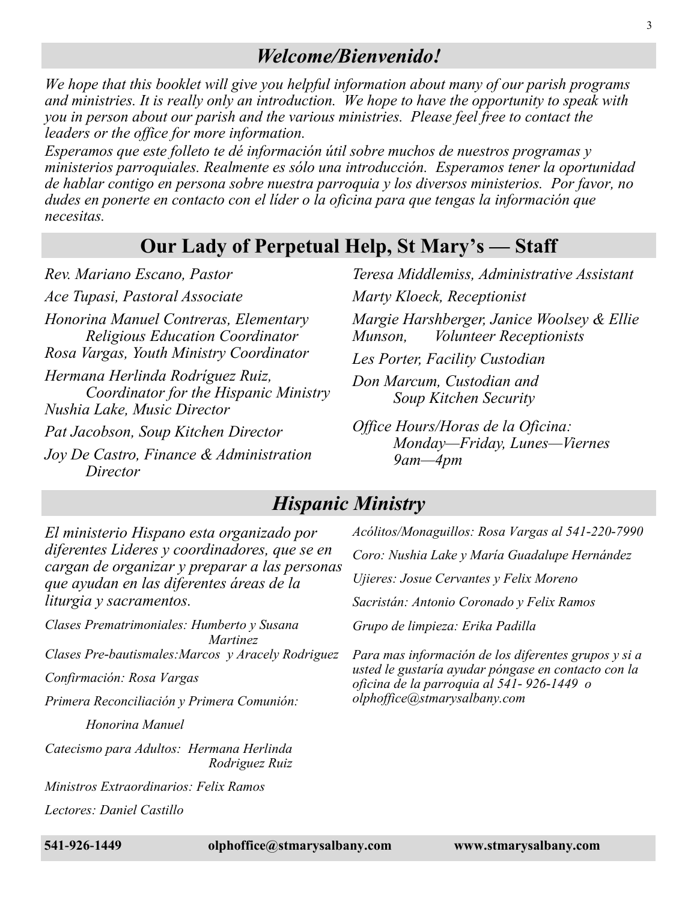## *Welcome/Bienvenido!*

*We hope that this booklet will give you helpful information about many of our parish programs and ministries. It is really only an introduction. We hope to have the opportunity to speak with you in person about our parish and the various ministries. Please feel free to contact the leaders or the office for more information.*

*Esperamos que este folleto te dé información útil sobre muchos de nuestros programas y ministerios parroquiales. Realmente es sólo una introducción. Esperamos tener la oportunidad de hablar contigo en persona sobre nuestra parroquia y los diversos ministerios. Por favor, no dudes en ponerte en contacto con el líder o la oficina para que tengas la información que necesitas.*

## Our Lady of Perpetual Help, St Mary's — Staff

*Rev. Mariano Escano, Pastor*

*Ace Tupasi, Pastoral Associate*

*Honorina Manuel Contreras, Elementary Religious Education Coordinator*

*Rosa Vargas, Youth Ministry Coordinator*

*Hermana Herlinda Rodríguez Ruiz, Coordinator for the Hispanic Ministry*

*Nushia Lake, Music Director*

*Pat Jacobson, Soup Kitchen Director*

*Joy De Castro, Finance & Administration Director*

*Teresa Middlemiss, Administrative Assistant*

*Marty Kloeck, Receptionist*

*Margie Harshberger, Janice Woolsey & Ellie Munson, Volunteer Receptionists*

*Les Porter, Facility Custodian*

*Don Marcum, Custodian and Soup Kitchen Security*

*Office Hours/Horas de la Oficina: Monday—Friday, Lunes—Viernes 9am—4pm*

## *Hispanic Ministry*

*El ministerio Hispano esta organizado por diferentes Lideres y coordinadores, que se en cargan de organizar y preparar a las personas que ayudan en las diferentes áreas de la liturgia y sacramentos.*

*Clases Prematrimoniales: Humberto y Susana Martinez*

*Clases Pre-bautismales:Marcos y Aracely Rodriguez*

*Confirmación: Rosa Vargas*

*Primera Reconciliación y Primera Comunión: Honorina Manuel*

*Catecismo para Adultos: Hermana Herlinda Rodriguez Ruiz*

*Ministros Extraordinarios: Felix Ramos*

*Lectores: Daniel Castillo*

*Acólitos/Monaguillos: Rosa Vargas al 541-220-7990*

*Coro: Nushia Lake y María Guadalupe Hernández*

*Ujieres: Josue Cervantes y Felix Moreno*

*Sacristán: Antonio Coronado y Felix Ramos*

*Grupo de limpieza: Erika Padilla*

*Para mas información de los diferentes grupos y si a usted le gustaría ayudar póngase en contacto con la oficina de la parroquia al 541- 926-1449 o olphoffice@stmarysalbany.com*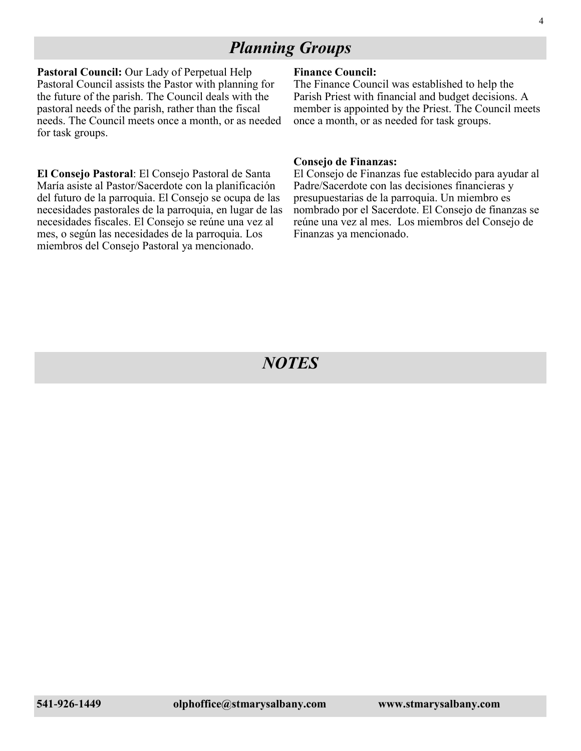## *Planning Groups*

**Pastoral Council:** Our Lady of Perpetual Help Pastoral Council assists the Pastor with planning for the future of the parish. The Council deals with the pastoral needs of the parish, rather than the fiscal needs. The Council meets once a month, or as needed for task groups.

**El Consejo Pastoral**: El Consejo Pastoral de Santa María asiste al Pastor/Sacerdote con la planificación del futuro de la parroquia. El Consejo se ocupa de las necesidades pastorales de la parroquia, en lugar de las necesidades fiscales. El Consejo se reúne una vez al mes, o según las necesidades de la parroquia. Los miembros del Consejo Pastoral ya mencionado.

**Finance Council:**
The Finance Council was established to help the Parish Priest with financial and budget decisions. A member is appointed by the Priest. The Council meets once a month, or as needed for task groups.

**Consejo de Finanzas:**
El Consejo de Finanzas fue establecido para ayudar al Padre/Sacerdote con las decisiones financieras y presupuestarias de la parroquia. Un miembro es nombrado por el Sacerdote. El Consejo de finanzas se reúne una vez al mes. Los miembros del Consejo de Finanzas ya mencionado.

## *NOTES*

**541-926-1449** **olphoffice@stmarysalbany.com** **www.stmarysalbany.com**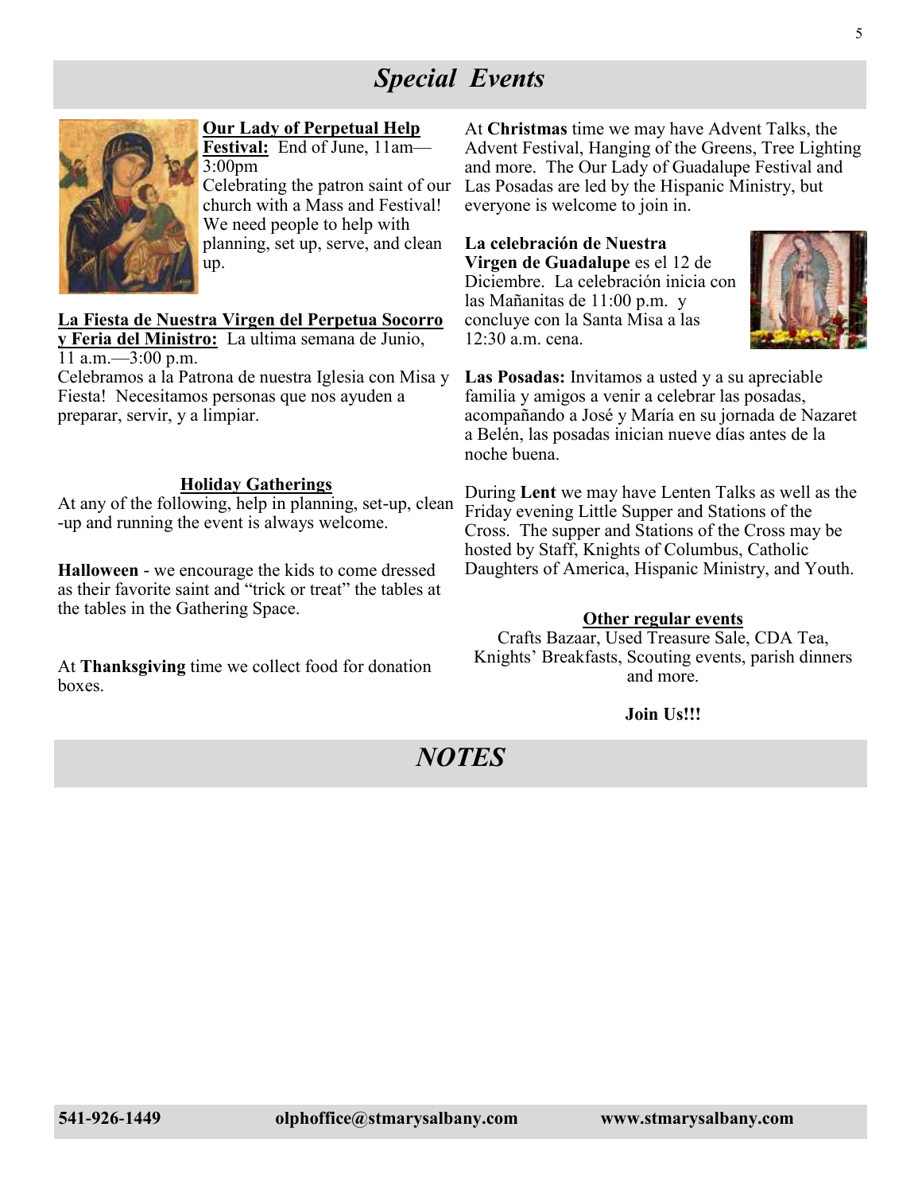# *Special Events*

**Our Lady of Perpetual Help Festival:** End of June, 11am—3:00pm
Celebrating the patron saint of our church with a Mass and Festival! We need people to help with planning, set up, serve, and clean up.

**La Fiesta de Nuestra Virgen del Perpetua Socorro y Feria del Ministro:** La ultima semana de Junio, 11 a.m.—3:00 p.m.
Celebramos a la Patrona de nuestra Iglesia con Misa y Fiesta! Necesitamos personas que nos ayuden a preparar, servir, y a limpiar.

**Holiday Gatherings**

At any of the following, help in planning, set-up, clean-up and running the event is always welcome.

**Halloween** - we encourage the kids to come dressed as their favorite saint and "trick or treat" the tables at the tables in the Gathering Space.

At **Thanksgiving** time we collect food for donation boxes.

At **Christmas** time we may have Advent Talks, the Advent Festival, Hanging of the Greens, Tree Lighting and more. The Our Lady of Guadalupe Festival and Las Posadas are led by the Hispanic Ministry, but everyone is welcome to join in.

**La celebración de Nuestra Virgen de Guadalupe** es el 12 de Diciembre. La celebración inicia con las Mañanitas de 11:00 p.m. y concluye con la Santa Misa a las 12:30 a.m. cena.

**Las Posadas:** Invitamos a usted y a su apreciable familia y amigos a venir a celebrar las posadas, acompañando a José y María en su jornada de Nazaret a Belén, las posadas inician nueve días antes de la noche buena.

During **Lent** we may have Lenten Talks as well as the Friday evening Little Supper and Stations of the Cross. The supper and Stations of the Cross may be hosted by Staff, Knights of Columbus, Catholic Daughters of America, Hispanic Ministry, and Youth.

**Other regular events**

Crafts Bazaar, Used Treasure Sale, CDA Tea, Knights' Breakfasts, Scouting events, parish dinners and more.

**Join Us!!!**

# *NOTES*

**541-926-1449** **olphoffice@stmarysalbany.com** **www.stmarysalbany.com**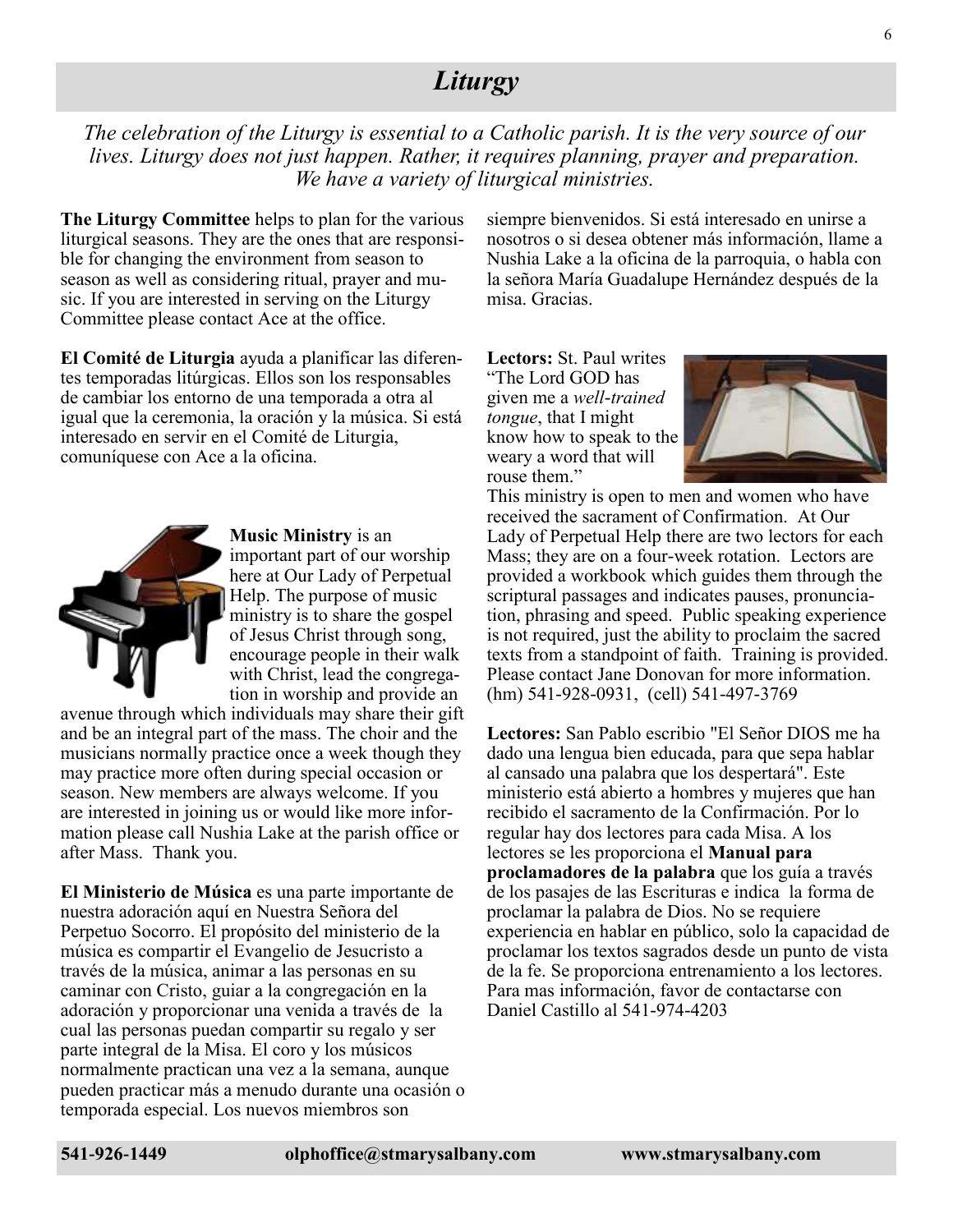# *Liturgy*

*The celebration of the Liturgy is essential to a Catholic parish. It is the very source of our lives. Liturgy does not just happen. Rather, it requires planning, prayer and preparation. We have a variety of liturgical ministries.*

**The Liturgy Committee** helps to plan for the various liturgical seasons. They are the ones that are responsible for changing the environment from season to season as well as considering ritual, prayer and music. If you are interested in serving on the Liturgy Committee please contact Ace at the office.

**El Comité de Liturgia** ayuda a planificar las diferentes temporadas litúrgicas. Ellos son los responsables de cambiar los entorno de una temporada a otra al igual que la ceremonia, la oración y la música. Si está interesado en servir en el Comité de Liturgia, comuníquese con Ace a la oficina.

**Music Ministry** is an important part of our worship here at Our Lady of Perpetual Help. The purpose of music ministry is to share the gospel of Jesus Christ through song, encourage people in their walk with Christ, lead the congregation in worship and provide an avenue through which individuals may share their gift and be an integral part of the mass. The choir and the musicians normally practice once a week though they may practice more often during special occasion or season. New members are always welcome. If you are interested in joining us or would like more information please call Nushia Lake at the parish office or after Mass. Thank you.

**El Ministerio de Música** es una parte importante de nuestra adoración aquí en Nuestra Señora del Perpetuo Socorro. El propósito del ministerio de la música es compartir el Evangelio de Jesucristo a través de la música, animar a las personas en su caminar con Cristo, guiar a la congregación en la adoración y proporcionar una venida a través de la cual las personas puedan compartir su regalo y ser parte integral de la Misa. El coro y los músicos normalmente practican una vez a la semana, aunque pueden practicar más a menudo durante una ocasión o temporada especial. Los nuevos miembros son siempre bienvenidos. Si está interesado en unirse a nosotros o si desea obtener más información, llame a Nushia Lake a la oficina de la parroquia, o habla con la señora María Guadalupe Hernández después de la misa. Gracias.

**Lectors:** St. Paul writes "The Lord GOD has given me a *well-trained tongue*, that I might know how to speak to the weary a word that will rouse them."

This ministry is open to men and women who have received the sacrament of Confirmation. At Our Lady of Perpetual Help there are two lectors for each Mass; they are on a four-week rotation. Lectors are provided a workbook which guides them through the scriptural passages and indicates pauses, pronunciation, phrasing and speed. Public speaking experience is not required, just the ability to proclaim the sacred texts from a standpoint of faith. Training is provided. Please contact Jane Donovan for more information. (hm) 541-928-0931, (cell) 541-497-3769

**Lectores:** San Pablo escribio "El Señor DIOS me ha dado una lengua bien educada, para que sepa hablar al cansado una palabra que los despertará". Este ministerio está abierto a hombres y mujeres que han recibido el sacramento de la Confirmación. Por lo regular hay dos lectores para cada Misa. A los lectores se les proporciona el **Manual para proclamadores de la palabra** que los guía a través de los pasajes de las Escrituras e indica la forma de proclamar la palabra de Dios. No se requiere experiencia en hablar en público, solo la capacidad de proclamar los textos sagrados desde un punto de vista de la fe. Se proporciona entrenamiento a los lectores. Para mas información, favor de contactarse con Daniel Castillo al 541-974-4203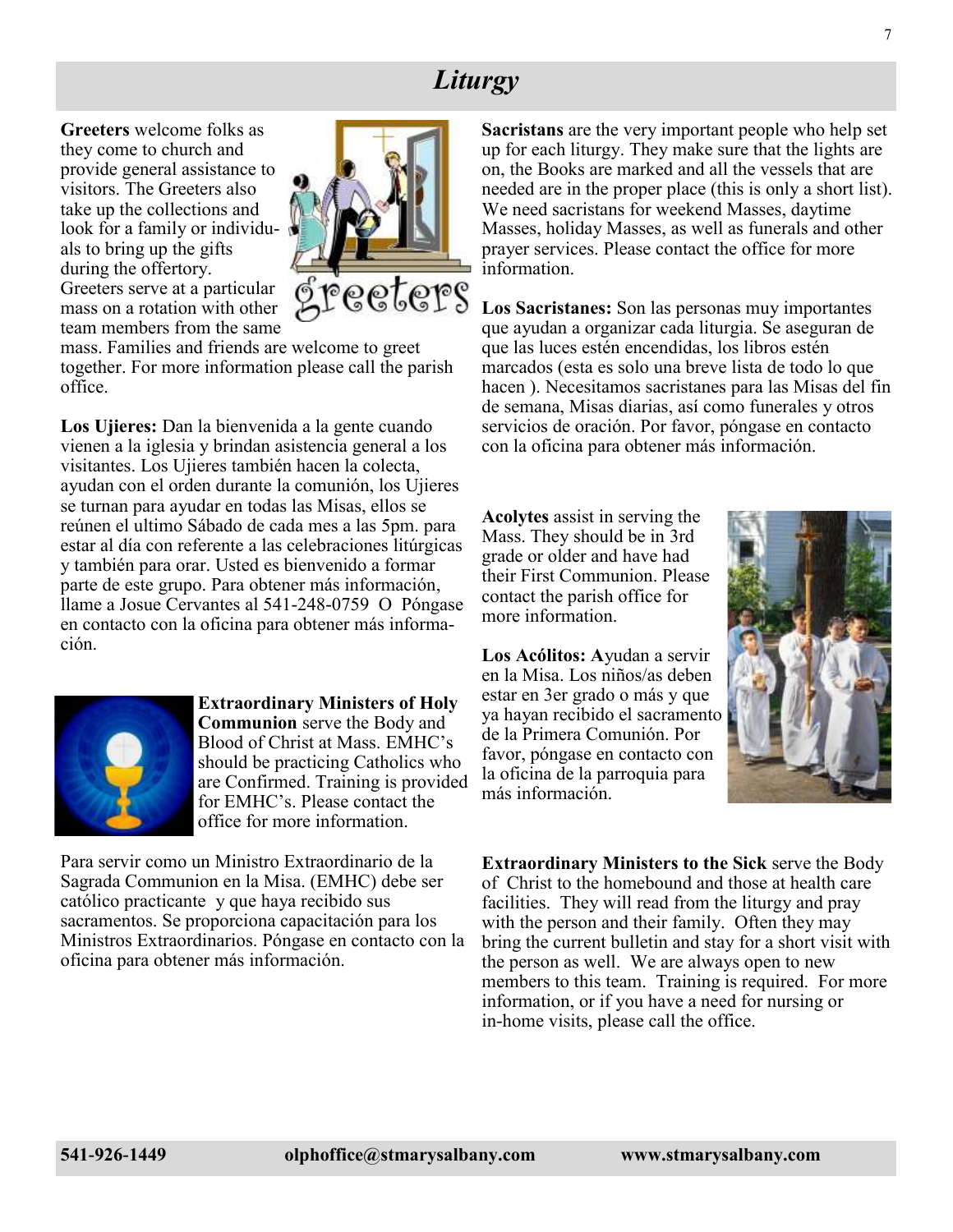# Liturgy

**Greeters** welcome folks as they come to church and provide general assistance to visitors. The Greeters also take up the collections and look for a family or individuals to bring up the gifts during the offertory. Greeters serve at a particular mass on a rotation with other team members from the same mass. Families and friends are welcome to greet together. For more information please call the parish office.

**Los Ujieres:** Dan la bienvenida a la gente cuando vienen a la iglesia y brindan asistencia general a los visitantes. Los Ujieres también hacen la colecta, ayudan con el orden durante la comunión, los Ujieres se turnan para ayudar en todas las Misas, ellos se reúnen el ultimo Sábado de cada mes a las 5pm. para estar al día con referente a las celebraciones litúrgicas y también para orar. Usted es bienvenido a formar parte de este grupo. Para obtener más información, llame a Josue Cervantes al 541-248-0759 O Póngase en contacto con la oficina para obtener más información.

**Extraordinary Ministers of Holy Communion** serve the Body and Blood of Christ at Mass. EMHC's should be practicing Catholics who are Confirmed. Training is provided for EMHC's. Please contact the office for more information.

Para servir como un Ministro Extraordinario de la Sagrada Communion en la Misa. (EMHC) debe ser católico practicante y que haya recibido sus sacramentos. Se proporciona capacitación para los Ministros Extraordinarios. Póngase en contacto con la oficina para obtener más información.

**Sacristans** are the very important people who help set up for each liturgy. They make sure that the lights are on, the Books are marked and all the vessels that are needed are in the proper place (this is only a short list). We need sacristans for weekend Masses, daytime Masses, holiday Masses, as well as funerals and other prayer services. Please contact the office for more information.

**Los Sacristanes:** Son las personas muy importantes que ayudan a organizar cada liturgia. Se aseguran de que las luces estén encendidas, los libros estén marcados (esta es solo una breve lista de todo lo que hacen ). Necesitamos sacristanes para las Misas del fin de semana, Misas diarias, así como funerales y otros servicios de oración. Por favor, póngase en contacto con la oficina para obtener más información.

**Acolytes** assist in serving the Mass. They should be in 3rd grade or older and have had their First Communion. Please contact the parish office for more information.

**Los Acólitos: A**yudan a servir en la Misa. Los niños/as deben estar en 3er grado o más y que ya hayan recibido el sacramento de la Primera Comunión. Por favor, póngase en contacto con la oficina de la parroquia para más información.

**Extraordinary Ministers to the Sick** serve the Body of Christ to the homebound and those at health care facilities. They will read from the liturgy and pray with the person and their family. Often they may bring the current bulletin and stay for a short visit with the person as well. We are always open to new members to this team. Training is required. For more information, or if you have a need for nursing or in-home visits, please call the office.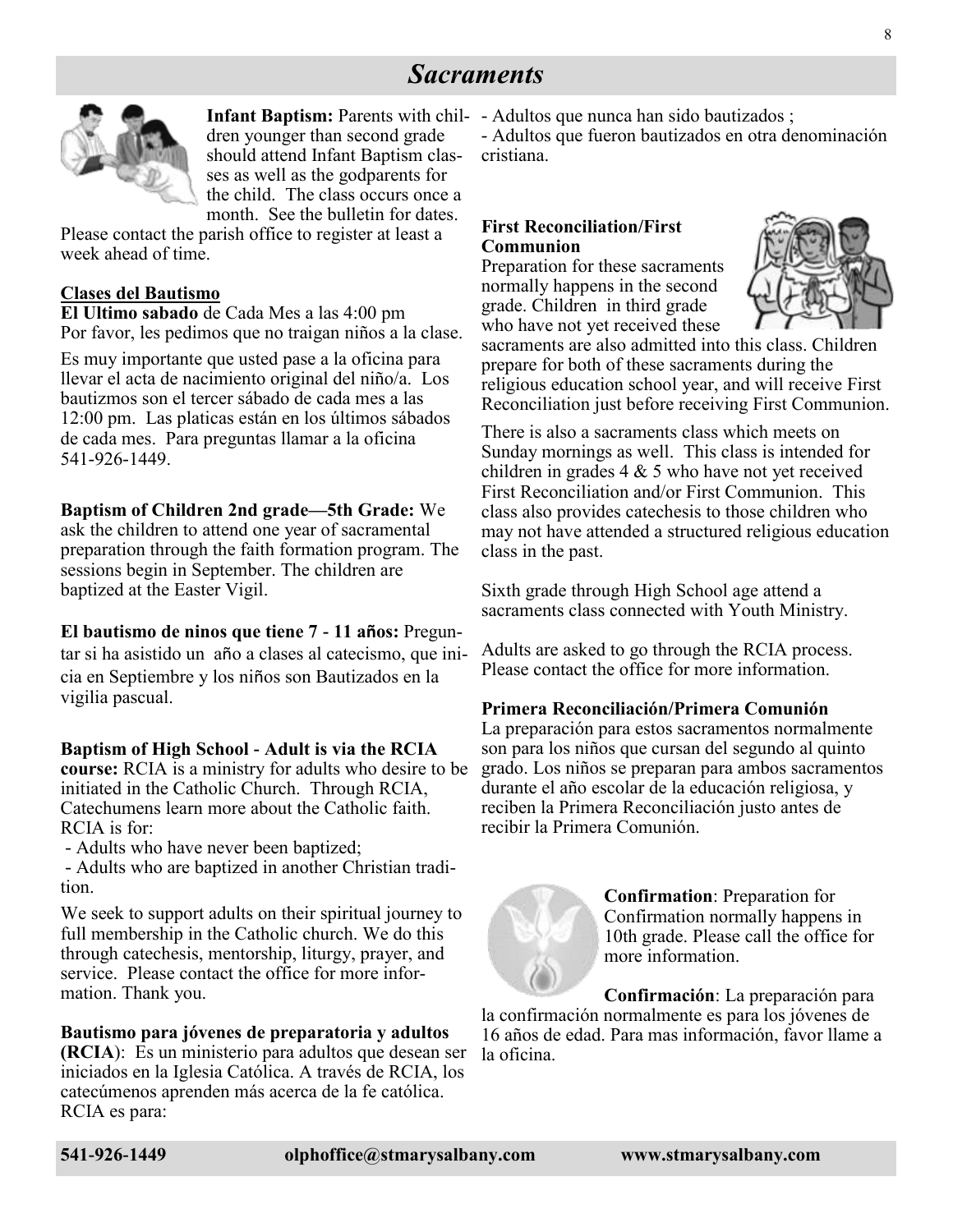# *Sacraments*

**Infant Baptism:** Parents with children younger than second grade should attend Infant Baptism classes as well as the godparents for the child. The class occurs once a month. See the bulletin for dates. Please contact the parish office to register at least a week ahead of time.

**Clases del Bautismo**
**El Ultimo sabado** de Cada Mes a las 4:00 pm
Por favor, les pedimos que no traigan niños a la clase.

Es muy importante que usted pase a la oficina para llevar el acta de nacimiento original del niño/a. Los bautizmos son el tercer sábado de cada mes a las 12:00 pm. Las platicas están en los últimos sábados de cada mes. Para preguntas llamar a la oficina 541-926-1449.

**Baptism of Children 2nd grade—5th Grade:** We ask the children to attend one year of sacramental preparation through the faith formation program. The sessions begin in September. The children are baptized at the Easter Vigil.

**El bautismo de ninos que tiene 7 - 11 años:** Preguntar si ha asistido un año a clases al catecismo, que inicia en Septiembre y los niños son Bautizados en la vigilia pascual.

**Baptism of High School - Adult is via the RCIA course:** RCIA is a ministry for adults who desire to be initiated in the Catholic Church. Through RCIA, Catechumens learn more about the Catholic faith. RCIA is for:

- Adults who have never been baptized;
- Adults who are baptized in another Christian tradition.

We seek to support adults on their spiritual journey to full membership in the Catholic church. We do this through catechesis, mentorship, liturgy, prayer, and service. Please contact the office for more information. Thank you.

**Bautismo para jóvenes de preparatoria y adultos (RCIA)**: Es un ministerio para adultos que desean ser iniciados en la Iglesia Católica. A través de RCIA, los catecúmenos aprenden más acerca de la fe católica. RCIA es para:

- Adultos que nunca han sido bautizados ;
- Adultos que fueron bautizados en otra denominación cristiana.

**First Reconciliation/First Communion**
Preparation for these sacraments normally happens in the second grade. Children in third grade who have not yet received these sacraments are also admitted into this class. Children prepare for both of these sacraments during the religious education school year, and will receive First Reconciliation just before receiving First Communion.

There is also a sacraments class which meets on Sunday mornings as well. This class is intended for children in grades 4 & 5 who have not yet received First Reconciliation and/or First Communion. This class also provides catechesis to those children who may not have attended a structured religious education class in the past.

Sixth grade through High School age attend a sacraments class connected with Youth Ministry.

Adults are asked to go through the RCIA process. Please contact the office for more information.

**Primera Reconciliación/Primera Comunión**
La preparación para estos sacramentos normalmente son para los niños que cursan del segundo al quinto grado. Los niños se preparan para ambos sacramentos durante el año escolar de la educación religiosa, y reciben la Primera Reconciliación justo antes de recibir la Primera Comunión.

**Confirmation**: Preparation for Confirmation normally happens in 10th grade. Please call the office for more information.

**Confirmación**: La preparación para la confirmación normalmente es para los jóvenes de 16 años de edad. Para mas información, favor llame a la oficina.

**541-926-1449** **olphoffice@stmarysalbany.com** **www.stmarysalbany.com**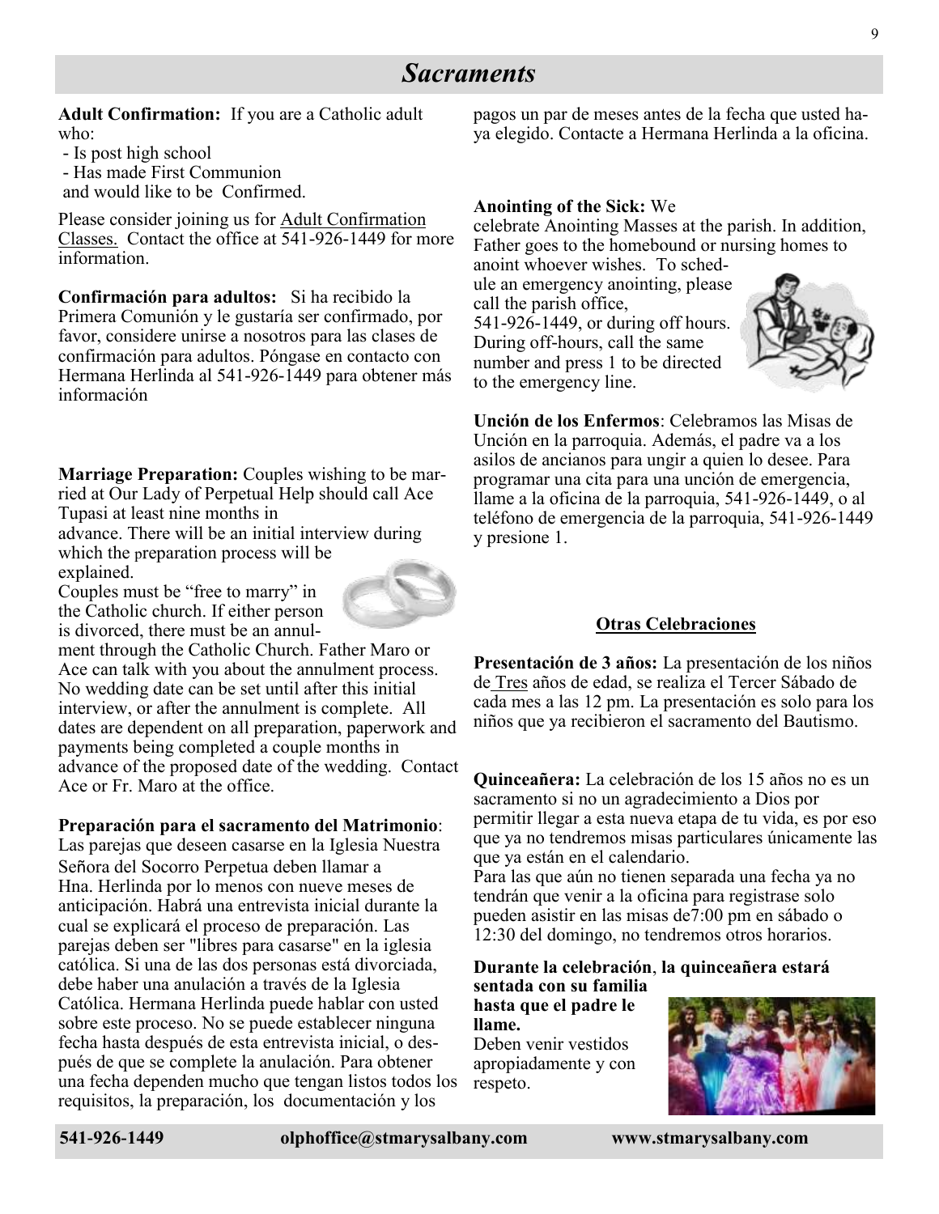# Sacraments

**Adult Confirmation:** If you are a Catholic adult who:

- Is post high school
- Has made First Communion

and would like to be Confirmed.

Please consider joining us for Adult Confirmation Classes. Contact the office at 541-926-1449 for more information.

**Confirmación para adultos:** Si ha recibido la Primera Comunión y le gustaría ser confirmado, por favor, considere unirse a nosotros para las clases de confirmación para adultos. Póngase en contacto con Hermana Herlinda al 541-926-1449 para obtener más información

**Marriage Preparation:** Couples wishing to be married at Our Lady of Perpetual Help should call Ace Tupasi at least nine months in advance. There will be an initial interview during which the preparation process will be explained.

Couples must be "free to marry" in the Catholic church. If either person is divorced, there must be an annulment through the Catholic Church. Father Maro or Ace can talk with you about the annulment process. No wedding date can be set until after this initial interview, or after the annulment is complete. All dates are dependent on all preparation, paperwork and payments being completed a couple months in advance of the proposed date of the wedding. Contact Ace or Fr. Maro at the office.

**Preparación para el sacramento del Matrimonio**: Las parejas que deseen casarse en la Iglesia Nuestra Señora del Socorro Perpetua deben llamar a Hna. Herlinda por lo menos con nueve meses de anticipación. Habrá una entrevista inicial durante la cual se explicará el proceso de preparación. Las parejas deben ser "libres para casarse" en la iglesia católica. Si una de las dos personas está divorciada, debe haber una anulación a través de la Iglesia Católica. Hermana Herlinda puede hablar con usted sobre este proceso. No se puede establecer ninguna fecha hasta después de esta entrevista inicial, o después de que se complete la anulación. Para obtener una fecha dependen mucho que tengan listos todos los requisitos, la preparación, los documentación y los pagos un par de meses antes de la fecha que usted haya elegido. Contacte a Hermana Herlinda a la oficina.

**Anointing of the Sick:** We celebrate Anointing Masses at the parish. In addition, Father goes to the homebound or nursing homes to anoint whoever wishes. To schedule an emergency anointing, please call the parish office, 541-926-1449, or during off hours. During off-hours, call the same number and press 1 to be directed to the emergency line.

**Unción de los Enfermos**: Celebramos las Misas de Unción en la parroquia. Además, el padre va a los asilos de ancianos para ungir a quien lo desee. Para programar una cita para una unción de emergencia, llame a la oficina de la parroquia, 541-926-1449, o al teléfono de emergencia de la parroquia, 541-926-1449 y presione 1.

## Otras Celebraciones

**Presentación de 3 años:** La presentación de los niños de Tres años de edad, se realiza el Tercer Sábado de cada mes a las 12 pm. La presentación es solo para los niños que ya recibieron el sacramento del Bautismo.

**Quinceañera:** La celebración de los 15 años no es un sacramento si no un agradecimiento a Dios por permitir llegar a esta nueva etapa de tu vida, es por eso que ya no tendremos misas particulares únicamente las que ya están en el calendario.

Para las que aún no tienen separada una fecha ya no tendrán que venir a la oficina para registrase solo pueden asistir en las misas de7:00 pm en sábado o 12:30 del domingo, no tendremos otros horarios.

**Durante la celebración**, **la quinceañera estará sentada con su familia hasta que el padre le llame.**

Deben venir vestidos apropiadamente y con respeto.

**541-926-1449** **olphoffice@stmarysalbany.com** **www.stmarysalbany.com**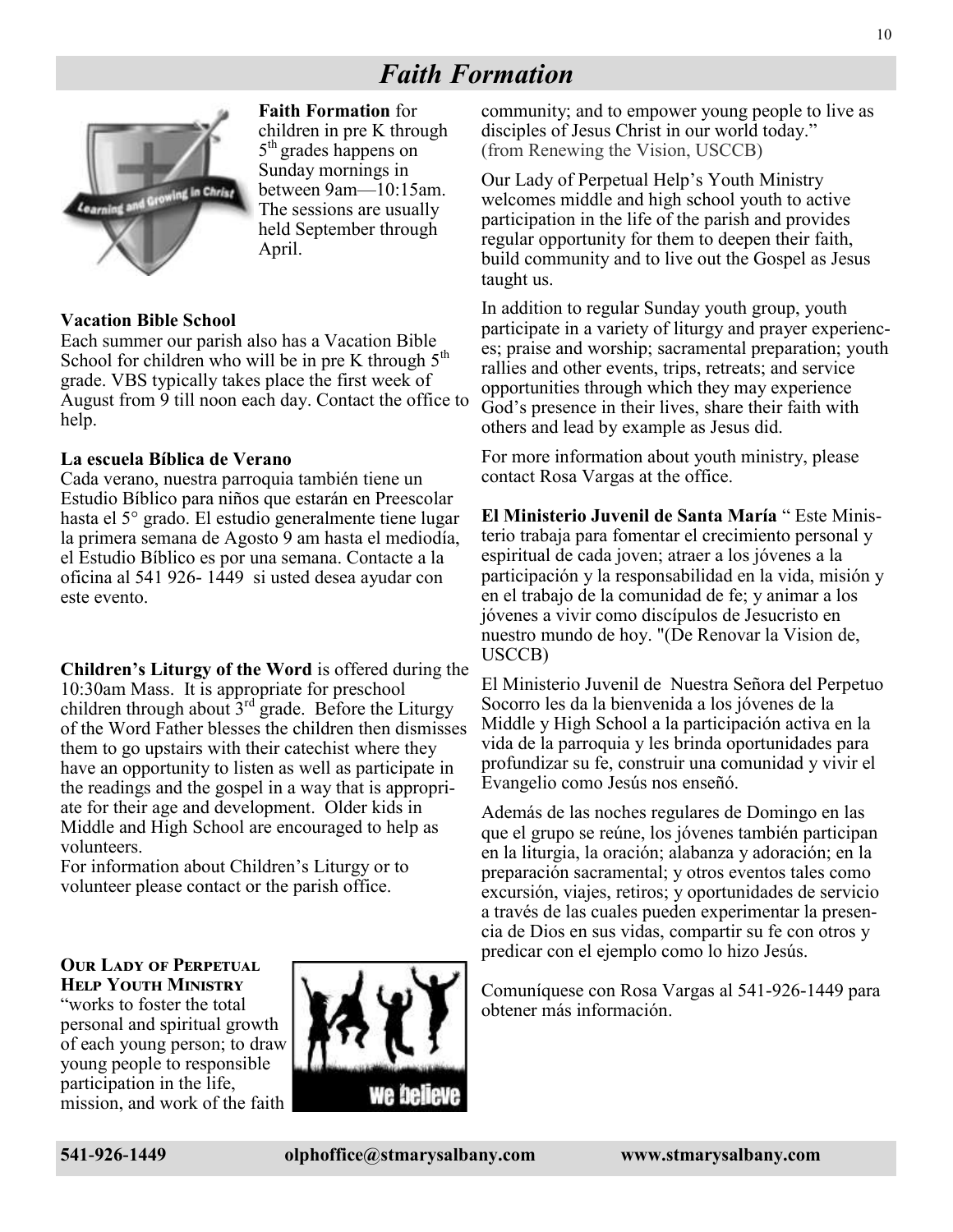# *Faith Formation*

**Faith Formation** for children in pre K through 5th grades happens on Sunday mornings in between 9am—10:15am. The sessions are usually held September through April.

**Vacation Bible School**
Each summer our parish also has a Vacation Bible School for children who will be in pre K through 5th grade. VBS typically takes place the first week of August from 9 till noon each day. Contact the office to help.

**La escuela Bíblica de Verano**
Cada verano, nuestra parroquia también tiene un Estudio Bíblico para niños que estarán en Preescolar hasta el 5° grado. El estudio generalmente tiene lugar la primera semana de Agosto 9 am hasta el mediodía, el Estudio Bíblico es por una semana. Contacte a la oficina al 541 926- 1449 si usted desea ayudar con este evento.

**Children's Liturgy of the Word** is offered during the 10:30am Mass. It is appropriate for preschool children through about 3rd grade. Before the Liturgy of the Word Father blesses the children then dismisses them to go upstairs with their catechist where they have an opportunity to listen as well as participate in the readings and the gospel in a way that is appropriate for their age and development. Older kids in Middle and High School are encouraged to help as volunteers.
For information about Children's Liturgy or to volunteer please contact or the parish office.

**Our Lady of Perpetual Help Youth Ministry** "works to foster the total personal and spiritual growth of each young person; to draw young people to responsible participation in the life, mission, and work of the faith community; and to empower young people to live as disciples of Jesus Christ in our world today." (from Renewing the Vision, USCCB)

Our Lady of Perpetual Help's Youth Ministry welcomes middle and high school youth to active participation in the life of the parish and provides regular opportunity for them to deepen their faith, build community and to live out the Gospel as Jesus taught us.

In addition to regular Sunday youth group, youth participate in a variety of liturgy and prayer experiences; praise and worship; sacramental preparation; youth rallies and other events, trips, retreats; and service opportunities through which they may experience God's presence in their lives, share their faith with others and lead by example as Jesus did.

For more information about youth ministry, please contact Rosa Vargas at the office.

**El Ministerio Juvenil de Santa María** " Este Ministerio trabaja para fomentar el crecimiento personal y espiritual de cada joven; atraer a los jóvenes a la participación y la responsabilidad en la vida, misión y en el trabajo de la comunidad de fe; y animar a los jóvenes a vivir como discípulos de Jesucristo en nuestro mundo de hoy. "(De Renovar la Vision de, USCCB)

El Ministerio Juvenil de Nuestra Señora del Perpetuo Socorro les da la bienvenida a los jóvenes de la Middle y High School a la participación activa en la vida de la parroquia y les brinda oportunidades para profundizar su fe, construir una comunidad y vivir el Evangelio como Jesús nos enseñó.

Además de las noches regulares de Domingo en las que el grupo se reúne, los jóvenes también participan en la liturgia, la oración; alabanza y adoración; en la preparación sacramental; y otros eventos tales como excursión, viajes, retiros; y oportunidades de servicio a través de las cuales pueden experimentar la presencia de Dios en sus vidas, compartir su fe con otros y predicar con el ejemplo como lo hizo Jesús.

Comuníquese con Rosa Vargas al 541-926-1449 para obtener más información.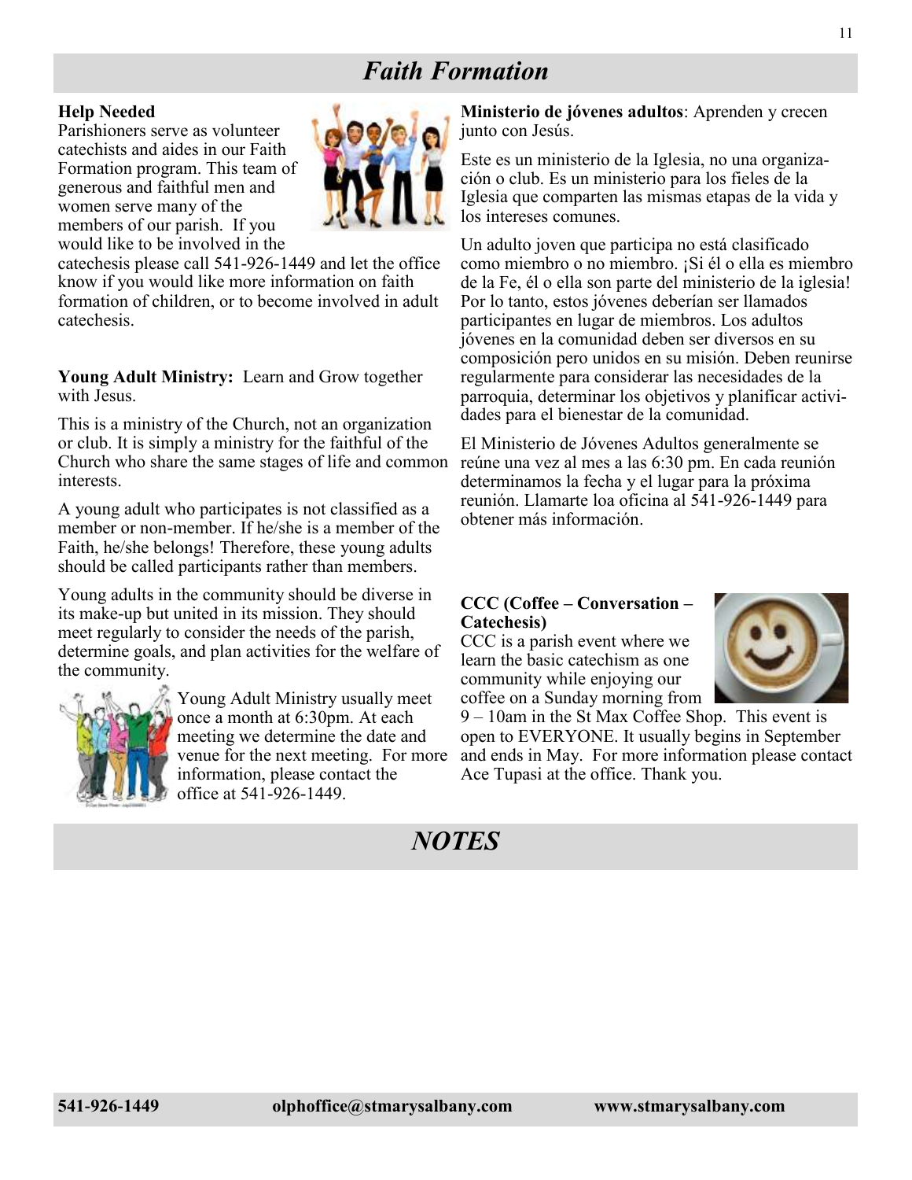# Faith Formation

**Help Needed**
Parishioners serve as volunteer catechists and aides in our Faith Formation program. This team of generous and faithful men and women serve many of the members of our parish. If you would like to be involved in the catechesis please call 541-926-1449 and let the office know if you would like more information on faith formation of children, or to become involved in adult catechesis.

**Young Adult Ministry:** Learn and Grow together with Jesus.

This is a ministry of the Church, not an organization or club. It is simply a ministry for the faithful of the Church who share the same stages of life and common interests.

A young adult who participates is not classified as a member or non-member. If he/she is a member of the Faith, he/she belongs! Therefore, these young adults should be called participants rather than members.

Young adults in the community should be diverse in its make-up but united in its mission. They should meet regularly to consider the needs of the parish, determine goals, and plan activities for the welfare of the community.

Young Adult Ministry usually meet once a month at 6:30pm. At each meeting we determine the date and venue for the next meeting. For more information, please contact the office at 541-926-1449.

**Ministerio de jóvenes adultos**: Aprenden y crecen junto con Jesús.

Este es un ministerio de la Iglesia, no una organización o club. Es un ministerio para los fieles de la Iglesia que comparten las mismas etapas de la vida y los intereses comunes.

Un adulto joven que participa no está clasificado como miembro o no miembro. ¡Si él o ella es miembro de la Fe, él o ella son parte del ministerio de la iglesia! Por lo tanto, estos jóvenes deberían ser llamados participantes en lugar de miembros. Los adultos jóvenes en la comunidad deben ser diversos en su composición pero unidos en su misión. Deben reunirse regularmente para considerar las necesidades de la parroquia, determinar los objetivos y planificar actividades para el bienestar de la comunidad.

El Ministerio de Jóvenes Adultos generalmente se reúne una vez al mes a las 6:30 pm. En cada reunión determinamos la fecha y el lugar para la próxima reunión. Llamarte loa oficina al 541-926-1449 para obtener más información.

**CCC (Coffee – Conversation – Catechesis)**
CCC is a parish event where we learn the basic catechism as one community while enjoying our coffee on a Sunday morning from 9 – 10am in the St Max Coffee Shop. This event is open to EVERYONE. It usually begins in September and ends in May. For more information please contact Ace Tupasi at the office. Thank you.

# NOTES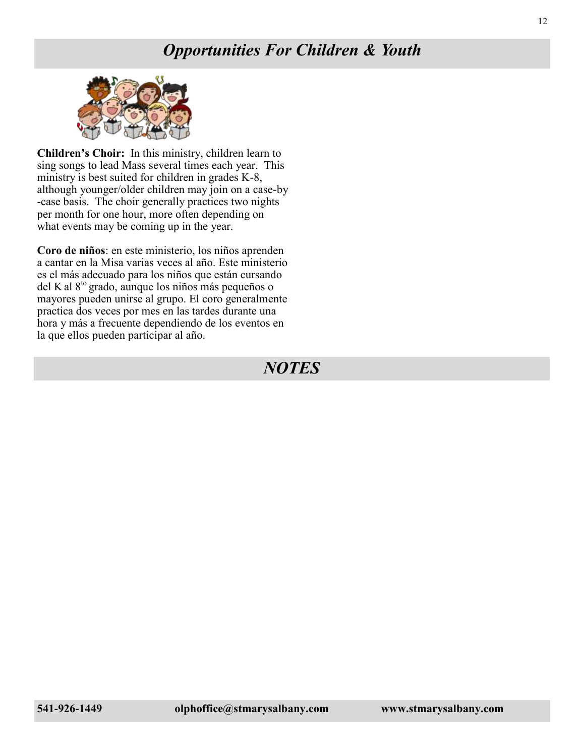# *Opportunities For Children & Youth*

**Children's Choir:** In this ministry, children learn to sing songs to lead Mass several times each year. This ministry is best suited for children in grades K-8, although younger/older children may join on a case-by-case basis. The choir generally practices two nights per month for one hour, more often depending on what events may be coming up in the year.

**Coro de niños**: en este ministerio, los niños aprenden a cantar en la Misa varias veces al año. Este ministerio es el más adecuado para los niños que están cursando del K al 8[to] grado, aunque los niños más pequeños o mayores pueden unirse al grupo. El coro generalmente practica dos veces por mes en las tardes durante una hora y más a frecuente dependiendo de los eventos en la que ellos pueden participar al año.

# *NOTES*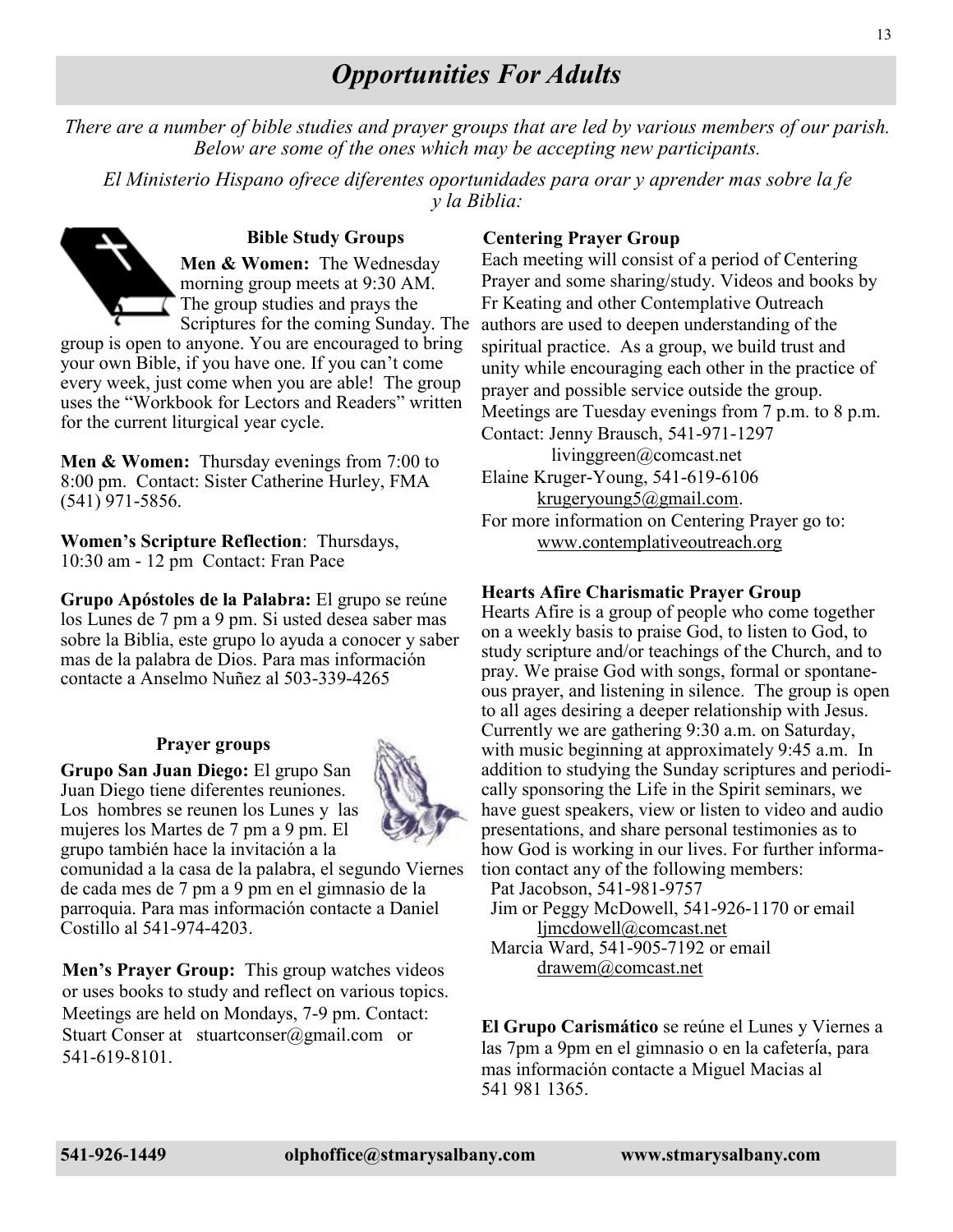# *Opportunities For Adults*

*There are a number of bible studies and prayer groups that are led by various members of our parish. Below are some of the ones which may be accepting new participants.*

*El Ministerio Hispano ofrece diferentes oportunidades para orar y aprender mas sobre la fe y la Biblia:*

### Bible Study Groups

**Men & Women:** The Wednesday morning group meets at 9:30 AM. The group studies and prays the Scriptures for the coming Sunday. The group is open to anyone. You are encouraged to bring your own Bible, if you have one. If you can't come every week, just come when you are able! The group uses the "Workbook for Lectors and Readers" written for the current liturgical year cycle.

**Men & Women:** Thursday evenings from 7:00 to 8:00 pm. Contact: Sister Catherine Hurley, FMA (541) 971-5856.

**Women's Scripture Reflection**: Thursdays, 10:30 am - 12 pm Contact: Fran Pace

**Grupo Apóstoles de la Palabra:** El grupo se reúne los Lunes de 7 pm a 9 pm. Si usted desea saber mas sobre la Biblia, este grupo lo ayuda a conocer y saber mas de la palabra de Dios. Para mas información contacte a Anselmo Nuñez al 503-339-4265

### Prayer groups

**Grupo San Juan Diego:** El grupo San Juan Diego tiene diferentes reuniones. Los hombres se reunen los Lunes y las mujeres los Martes de 7 pm a 9 pm. El grupo también hace la invitación a la comunidad a la casa de la palabra, el segundo Viernes de cada mes de 7 pm a 9 pm en el gimnasio de la parroquia. Para mas información contacte a Daniel Costillo al 541-974-4203.

**Men's Prayer Group:** This group watches videos or uses books to study and reflect on various topics. Meetings are held on Mondays, 7-9 pm. Contact: Stuart Conser at stuartconser@gmail.com or 541-619-8101.

### Centering Prayer Group

Each meeting will consist of a period of Centering Prayer and some sharing/study. Videos and books by Fr Keating and other Contemplative Outreach authors are used to deepen understanding of the spiritual practice. As a group, we build trust and unity while encouraging each other in the practice of prayer and possible service outside the group. Meetings are Tuesday evenings from 7 p.m. to 8 p.m.

Contact: Jenny Brausch, 541-971-1297
livinggreen@comcast.net
Elaine Kruger-Young, 541-619-6106
krugeryoung5@gmail.com.

For more information on Centering Prayer go to:
www.contemplativeoutreach.org

### Hearts Afire Charismatic Prayer Group

Hearts Afire is a group of people who come together on a weekly basis to praise God, to listen to God, to study scripture and/or teachings of the Church, and to pray. We praise God with songs, formal or spontaneous prayer, and listening in silence. The group is open to all ages desiring a deeper relationship with Jesus. Currently we are gathering 9:30 a.m. on Saturday, with music beginning at approximately 9:45 a.m. In addition to studying the Sunday scriptures and periodically sponsoring the Life in the Spirit seminars, we have guest speakers, view or listen to video and audio presentations, and share personal testimonies as to how God is working in our lives. For further information contact any of the following members:

Pat Jacobson, 541-981-9757
Jim or Peggy McDowell, 541-926-1170 or email ljmcdowell@comcast.net
Marcia Ward, 541-905-7192 or email drawem@comcast.net

**El Grupo Carismático** se reúne el Lunes y Viernes a las 7pm a 9pm en el gimnasio o en la cafetería, para mas información contacte a Miguel Macias al 541 981 1365.

**541-926-1449** **olphoffice@stmarysalbany.com** **www.stmarysalbany.com**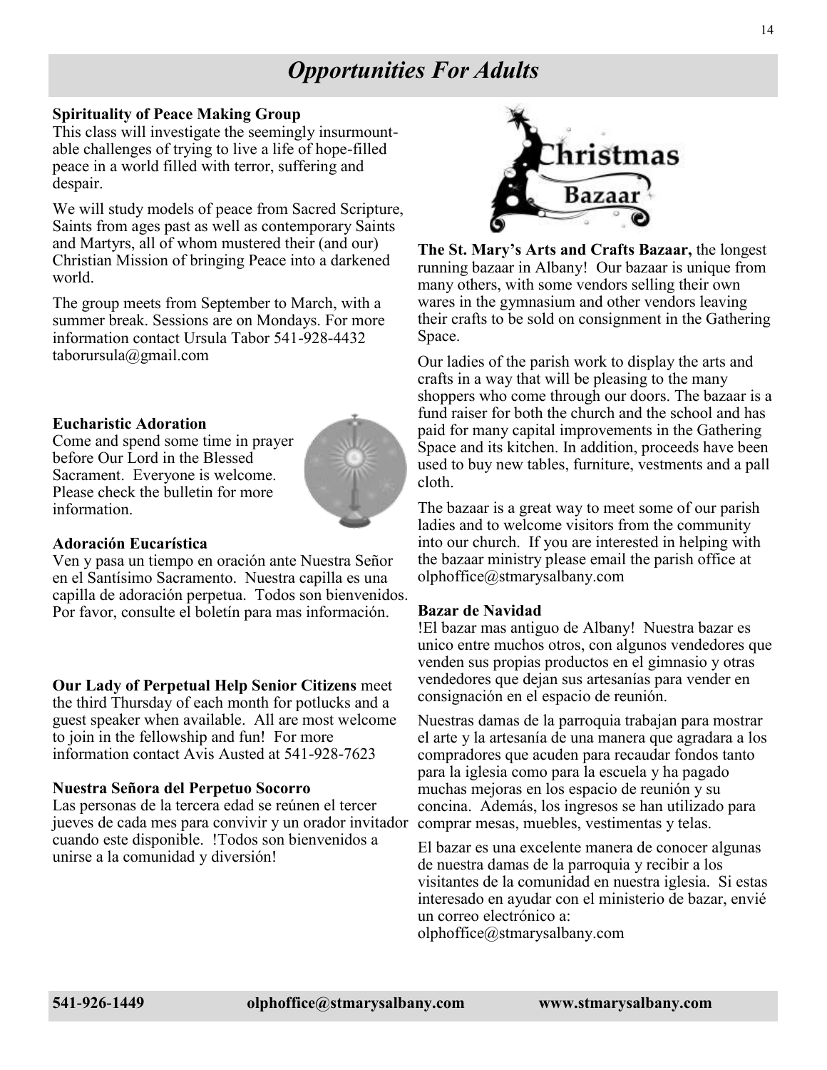# *Opportunities For Adults*

**Spirituality of Peace Making Group**
This class will investigate the seemingly insurmountable challenges of trying to live a life of hope-filled peace in a world filled with terror, suffering and despair.

We will study models of peace from Sacred Scripture, Saints from ages past as well as contemporary Saints and Martyrs, all of whom mustered their (and our) Christian Mission of bringing Peace into a darkened world.

The group meets from September to March, with a summer break. Sessions are on Mondays. For more information contact Ursula Tabor 541-928-4432 taborursula@gmail.com

**Eucharistic Adoration**
Come and spend some time in prayer before Our Lord in the Blessed Sacrament. Everyone is welcome. Please check the bulletin for more information.

**Adoración Eucarística**
Ven y pasa un tiempo en oración ante Nuestra Señor en el Santísimo Sacramento. Nuestra capilla es una capilla de adoración perpetua. Todos son bienvenidos. Por favor, consulte el boletín para mas información.

**Our Lady of Perpetual Help Senior Citizens** meet the third Thursday of each month for potlucks and a guest speaker when available. All are most welcome to join in the fellowship and fun! For more information contact Avis Austed at 541-928-7623

**Nuestra Señora del Perpetuo Socorro**
Las personas de la tercera edad se reúnen el tercer jueves de cada mes para convivir y un orador invitador cuando este disponible. !Todos son bienvenidos a unirse a la comunidad y diversión!

Christmas Bazaar

**The St. Mary's Arts and Crafts Bazaar,** the longest running bazaar in Albany! Our bazaar is unique from many others, with some vendors selling their own wares in the gymnasium and other vendors leaving their crafts to be sold on consignment in the Gathering Space.

Our ladies of the parish work to display the arts and crafts in a way that will be pleasing to the many shoppers who come through our doors. The bazaar is a fund raiser for both the church and the school and has paid for many capital improvements in the Gathering Space and its kitchen. In addition, proceeds have been used to buy new tables, furniture, vestments and a pall cloth.

The bazaar is a great way to meet some of our parish ladies and to welcome visitors from the community into our church. If you are interested in helping with the bazaar ministry please email the parish office at olphoffice@stmarysalbany.com

**Bazar de Navidad**
!El bazar mas antiguo de Albany! Nuestra bazar es unico entre muchos otros, con algunos vendedores que venden sus propias productos en el gimnasio y otras vendedores que dejan sus artesanías para vender en consignación en el espacio de reunión.

Nuestras damas de la parroquia trabajan para mostrar el arte y la artesanía de una manera que agradara a los compradores que acuden para recaudar fondos tanto para la iglesia como para la escuela y ha pagado muchas mejoras en los espacio de reunión y su concina. Además, los ingresos se han utilizado para comprar mesas, muebles, vestimentas y telas.

El bazar es una excelente manera de conocer algunas de nuestra damas de la parroquia y recibir a los visitantes de la comunidad en nuestra iglesia. Si estas interesado en ayudar con el ministerio de bazar, envié un correo electrónico a: olphoffice@stmarysalbany.com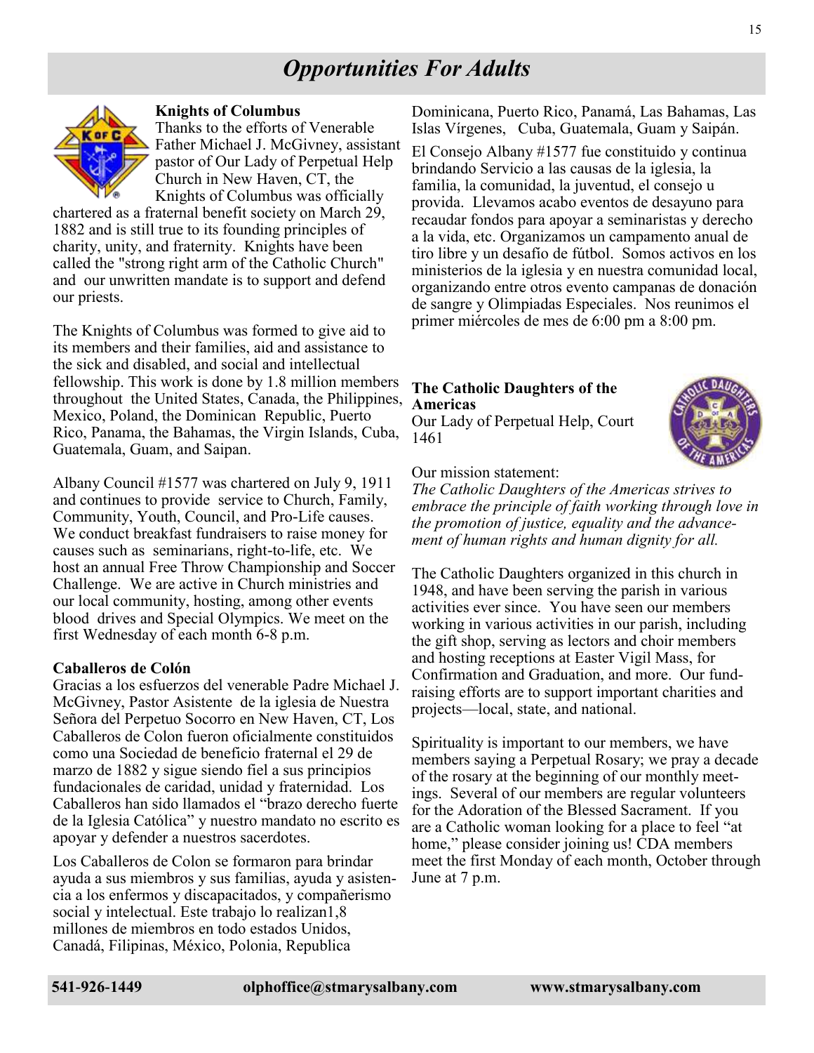# Opportunities For Adults

**Knights of Columbus**

Thanks to the efforts of Venerable Father Michael J. McGivney, assistant pastor of Our Lady of Perpetual Help Church in New Haven, CT, the Knights of Columbus was officially chartered as a fraternal benefit society on March 29, 1882 and is still true to its founding principles of charity, unity, and fraternity. Knights have been called the "strong right arm of the Catholic Church" and our unwritten mandate is to support and defend our priests.

The Knights of Columbus was formed to give aid to its members and their families, aid and assistance to the sick and disabled, and social and intellectual fellowship. This work is done by 1.8 million members throughout the United States, Canada, the Philippines, Mexico, Poland, the Dominican Republic, Puerto Rico, Panama, the Bahamas, the Virgin Islands, Cuba, Guatemala, Guam, and Saipan.

Albany Council #1577 was chartered on July 9, 1911 and continues to provide service to Church, Family, Community, Youth, Council, and Pro-Life causes. We conduct breakfast fundraisers to raise money for causes such as seminarians, right-to-life, etc. We host an annual Free Throw Championship and Soccer Challenge. We are active in Church ministries and our local community, hosting, among other events blood drives and Special Olympics. We meet on the first Wednesday of each month 6-8 p.m.

**Caballeros de Colón**

Gracias a los esfuerzos del venerable Padre Michael J. McGivney, Pastor Asistente de la iglesia de Nuestra Señora del Perpetuo Socorro en New Haven, CT, Los Caballeros de Colon fueron oficialmente constituidos como una Sociedad de beneficio fraternal el 29 de marzo de 1882 y sigue siendo fiel a sus principios fundacionales de caridad, unidad y fraternidad. Los Caballeros han sido llamados el "brazo derecho fuerte de la Iglesia Católica" y nuestro mandato no escrito es apoyar y defender a nuestros sacerdotes.

Los Caballeros de Colon se formaron para brindar ayuda a sus miembros y sus familias, ayuda y asistencia a los enfermos y discapacitados, y compañerismo social y intelectual. Este trabajo lo realizan1,8 millones de miembros en todo estados Unidos, Canadá, Filipinas, México, Polonia, Republica Dominicana, Puerto Rico, Panamá, Las Bahamas, Las Islas Vírgenes, Cuba, Guatemala, Guam y Saipán.

El Consejo Albany #1577 fue constituido y continua brindando Servicio a las causas de la iglesia, la familia, la comunidad, la juventud, el consejo u provida. Llevamos acabo eventos de desayuno para recaudar fondos para apoyar a seminaristas y derecho a la vida, etc. Organizamos un campamento anual de tiro libre y un desafío de fútbol. Somos activos en los ministerios de la iglesia y en nuestra comunidad local, organizando entre otros evento campanas de donación de sangre y Olimpiadas Especiales. Nos reunimos el primer miércoles de mes de 6:00 pm a 8:00 pm.

**The Catholic Daughters of the Americas**

Our Lady of Perpetual Help, Court 1461

Our mission statement:

*The Catholic Daughters of the Americas strives to embrace the principle of faith working through love in the promotion of justice, equality and the advancement of human rights and human dignity for all.*

The Catholic Daughters organized in this church in 1948, and have been serving the parish in various activities ever since. You have seen our members working in various activities in our parish, including the gift shop, serving as lectors and choir members and hosting receptions at Easter Vigil Mass, for Confirmation and Graduation, and more. Our fundraising efforts are to support important charities and projects—local, state, and national.

Spirituality is important to our members, we have members saying a Perpetual Rosary; we pray a decade of the rosary at the beginning of our monthly meetings. Several of our members are regular volunteers for the Adoration of the Blessed Sacrament. If you are a Catholic woman looking for a place to feel "at home," please consider joining us! CDA members meet the first Monday of each month, October through June at 7 p.m.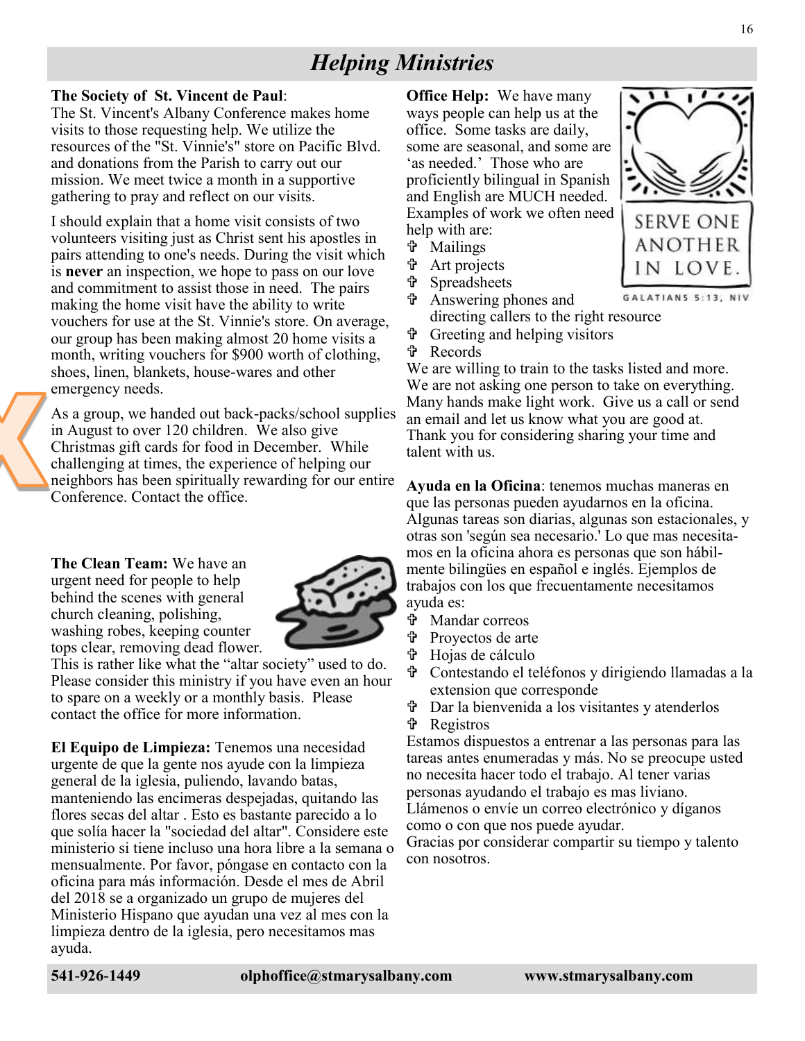# *Helping Ministries*

**The Society of St. Vincent de Paul**:
The St. Vincent's Albany Conference makes home visits to those requesting help. We utilize the resources of the "St. Vinnie's" store on Pacific Blvd. and donations from the Parish to carry out our mission. We meet twice a month in a supportive gathering to pray and reflect on our visits.

I should explain that a home visit consists of two volunteers visiting just as Christ sent his apostles in pairs attending to one's needs. During the visit which is **never** an inspection, we hope to pass on our love and commitment to assist those in need. The pairs making the home visit have the ability to write vouchers for use at the St. Vinnie's store. On average, our group has been making almost 20 home visits a month, writing vouchers for $900 worth of clothing, shoes, linen, blankets, house-wares and other emergency needs.

As a group, we handed out back-packs/school supplies in August to over 120 children. We also give Christmas gift cards for food in December. While challenging at times, the experience of helping our neighbors has been spiritually rewarding for our entire Conference. Contact the office.

**The Clean Team:** We have an urgent need for people to help behind the scenes with general church cleaning, polishing, washing robes, keeping counter tops clear, removing dead flower. This is rather like what the "altar society" used to do. Please consider this ministry if you have even an hour to spare on a weekly or a monthly basis. Please contact the office for more information.

**El Equipo de Limpieza:** Tenemos una necesidad urgente de que la gente nos ayude con la limpieza general de la iglesia, puliendo, lavando batas, manteniendo las encimeras despejadas, quitando las flores secas del altar . Esto es bastante parecido a lo que solía hacer la "sociedad del altar". Considere este ministerio si tiene incluso una hora libre a la semana o mensualmente. Por favor, póngase en contacto con la oficina para más información. Desde el mes de Abril del 2018 se a organizado un grupo de mujeres del Ministerio Hispano que ayudan una vez al mes con la limpieza dentro de la iglesia, pero necesitamos mas ayuda.

**Office Help:** We have many ways people can help us at the office. Some tasks are daily, some are seasonal, and some are 'as needed.' Those who are proficiently bilingual in Spanish and English are MUCH needed. Examples of work we often need help with are:

- Mailings
- Art projects
- Spreadsheets
- Answering phones and directing callers to the right resource
- Greeting and helping visitors
- Records

We are willing to train to the tasks listed and more. We are not asking one person to take on everything. Many hands make light work. Give us a call or send an email and let us know what you are good at. Thank you for considering sharing your time and talent with us.

SERVE ONE ANOTHER IN LOVE.
GALATIANS 5:13, NIV

**Ayuda en la Oficina**: tenemos muchas maneras en que las personas pueden ayudarnos en la oficina. Algunas tareas son diarias, algunas son estacionales, y otras son 'según sea necesario.' Lo que mas necesitamos en la oficina ahora es personas que son hábilmente bilingües en español e inglés. Ejemplos de trabajos con los que frecuentamente necesitamos ayuda es:

- Mandar correos
- Proyectos de arte
- Hojas de cálculo
- Contestando el teléfonos y dirigiendo llamadas a la extension que corresponde
- Dar la bienvenida a los visitantes y atenderlos
- Registros

Estamos dispuestos a entrenar a las personas para las tareas antes enumeradas y más. No se preocupe usted no necesita hacer todo el trabajo. Al tener varias personas ayudando el trabajo es mas liviano. Llámenos o envíe un correo electrónico y díganos como o con que nos puede ayudar.
Gracias por considerar compartir su tiempo y talento con nosotros.

**541-926-1449** **olphoffice@stmarysalbany.com** **www.stmarysalbany.com**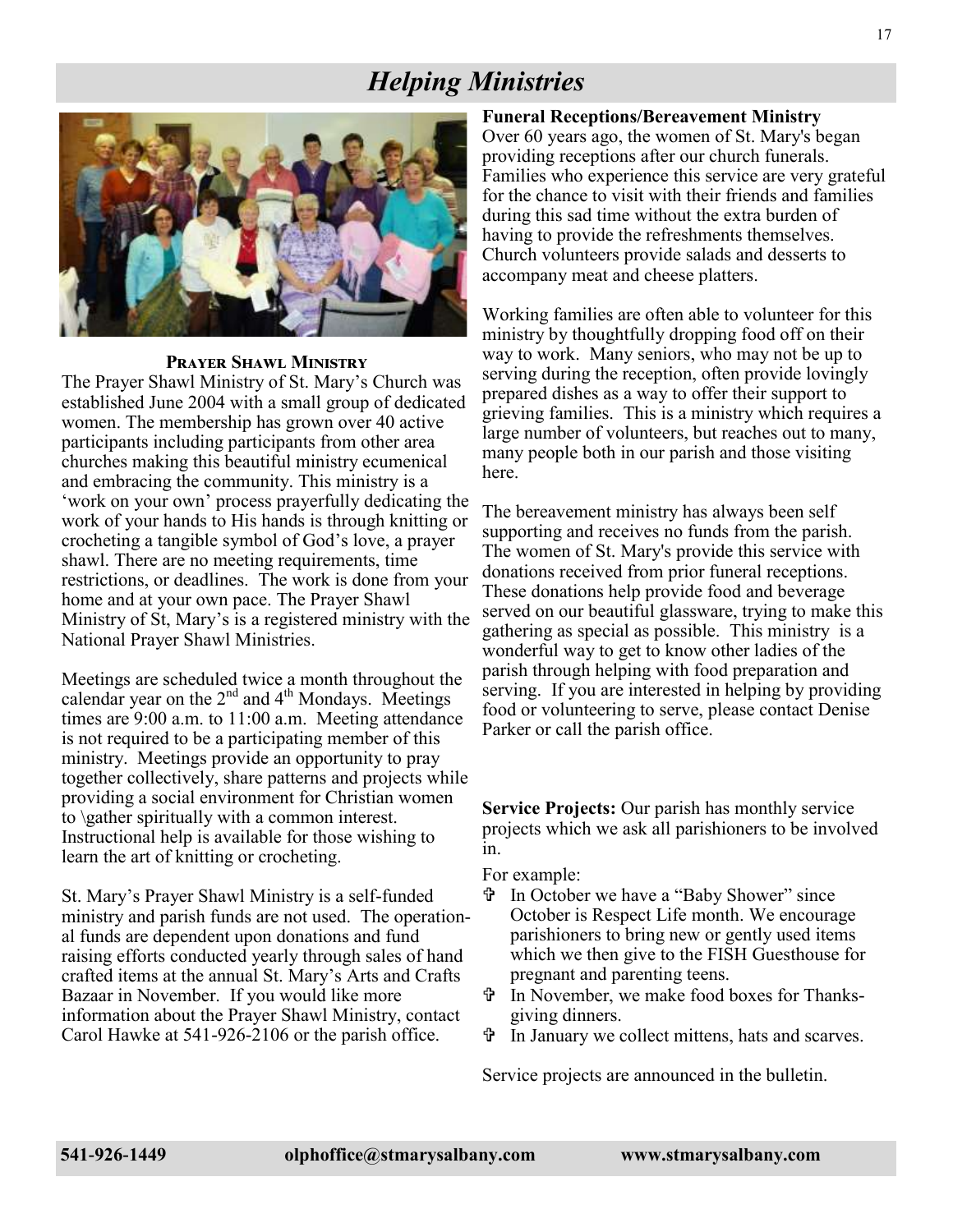# *Helping Ministries*

### Prayer Shawl Ministry

The Prayer Shawl Ministry of St. Mary's Church was established June 2004 with a small group of dedicated women. The membership has grown over 40 active participants including participants from other area churches making this beautiful ministry ecumenical and embracing the community. This ministry is a 'work on your own' process prayerfully dedicating the work of your hands to His hands is through knitting or crocheting a tangible symbol of God's love, a prayer shawl. There are no meeting requirements, time restrictions, or deadlines. The work is done from your home and at your own pace. The Prayer Shawl Ministry of St, Mary's is a registered ministry with the National Prayer Shawl Ministries.

Meetings are scheduled twice a month throughout the calendar year on the 2nd and 4th Mondays. Meetings times are 9:00 a.m. to 11:00 a.m. Meeting attendance is not required to be a participating member of this ministry. Meetings provide an opportunity to pray together collectively, share patterns and projects while providing a social environment for Christian women to \gather spiritually with a common interest. Instructional help is available for those wishing to learn the art of knitting or crocheting.

St. Mary's Prayer Shawl Ministry is a self-funded ministry and parish funds are not used. The operational funds are dependent upon donations and fund raising efforts conducted yearly through sales of hand crafted items at the annual St. Mary's Arts and Crafts Bazaar in November. If you would like more information about the Prayer Shawl Ministry, contact Carol Hawke at 541-926-2106 or the parish office.

**Funeral Receptions/Bereavement Ministry**

Over 60 years ago, the women of St. Mary's began providing receptions after our church funerals. Families who experience this service are very grateful for the chance to visit with their friends and families during this sad time without the extra burden of having to provide the refreshments themselves. Church volunteers provide salads and desserts to accompany meat and cheese platters.

Working families are often able to volunteer for this ministry by thoughtfully dropping food off on their way to work. Many seniors, who may not be up to serving during the reception, often provide lovingly prepared dishes as a way to offer their support to grieving families. This is a ministry which requires a large number of volunteers, but reaches out to many, many people both in our parish and those visiting here.

The bereavement ministry has always been self supporting and receives no funds from the parish. The women of St. Mary's provide this service with donations received from prior funeral receptions. These donations help provide food and beverage served on our beautiful glassware, trying to make this gathering as special as possible. This ministry is a wonderful way to get to know other ladies of the parish through helping with food preparation and serving. If you are interested in helping by providing food or volunteering to serve, please contact Denise Parker or call the parish office.

**Service Projects:** Our parish has monthly service projects which we ask all parishioners to be involved in.

For example:

- In October we have a "Baby Shower" since October is Respect Life month. We encourage parishioners to bring new or gently used items which we then give to the FISH Guesthouse for pregnant and parenting teens.
- In November, we make food boxes for Thanksgiving dinners.
- In January we collect mittens, hats and scarves.

Service projects are announced in the bulletin.

**541-926-1449** **olphoffice@stmarysalbany.com** **www.stmarysalbany.com**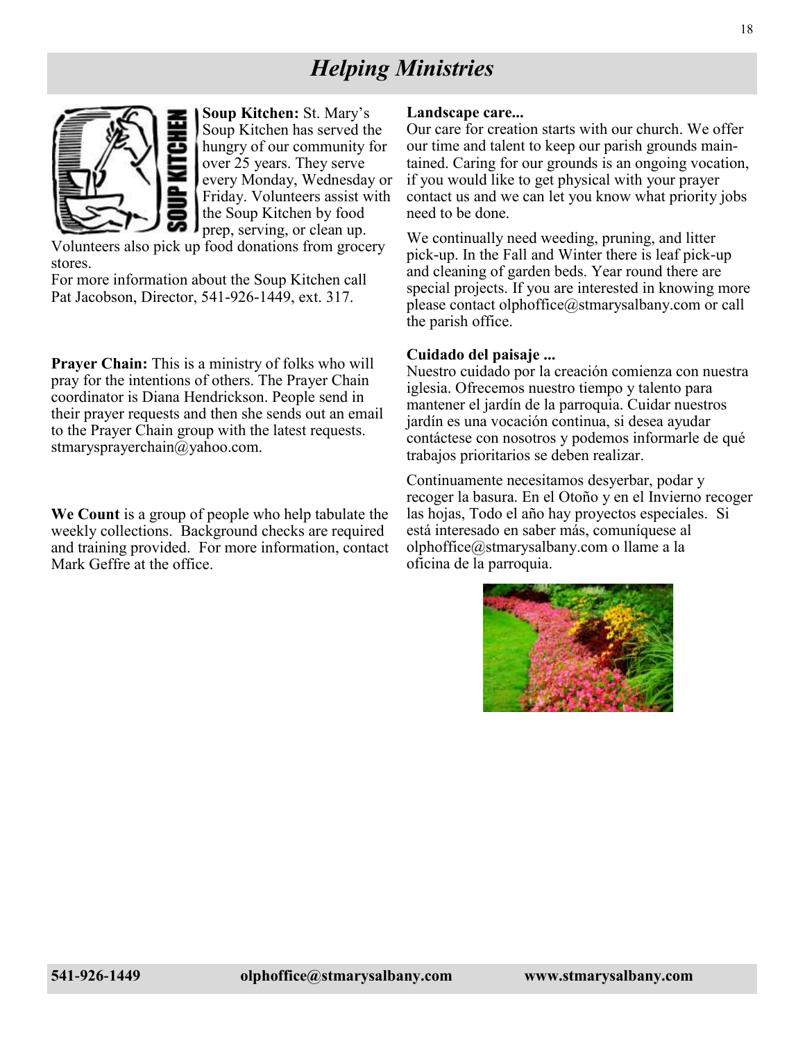# *Helping Ministries*

**Soup Kitchen:** St. Mary's Soup Kitchen has served the hungry of our community for over 25 years. They serve every Monday, Wednesday or Friday. Volunteers assist with the Soup Kitchen by food prep, serving, or clean up. Volunteers also pick up food donations from grocery stores.
For more information about the Soup Kitchen call Pat Jacobson, Director, 541-926-1449, ext. 317.

**Prayer Chain:** This is a ministry of folks who will pray for the intentions of others. The Prayer Chain coordinator is Diana Hendrickson. People send in their prayer requests and then she sends out an email to the Prayer Chain group with the latest requests. stmarysprayerchain@yahoo.com.

**We Count** is a group of people who help tabulate the weekly collections. Background checks are required and training provided. For more information, contact Mark Geffre at the office.

**Landscape care...**
Our care for creation starts with our church. We offer our time and talent to keep our parish grounds maintained. Caring for our grounds is an ongoing vocation, if you would like to get physical with your prayer contact us and we can let you know what priority jobs need to be done.

We continually need weeding, pruning, and litter pick-up. In the Fall and Winter there is leaf pick-up and cleaning of garden beds. Year round there are special projects. If you are interested in knowing more please contact olphoffice@stmarysalbany.com or call the parish office.

**Cuidado del paisaje ...**
Nuestro cuidado por la creación comienza con nuestra iglesia. Ofrecemos nuestro tiempo y talento para mantener el jardín de la parroquia. Cuidar nuestros jardín es una vocación continua, si desea ayudar contáctese con nosotros y podemos informarle de qué trabajos prioritarios se deben realizar.

Continuamente necesitamos desyerbar, podar y recoger la basura. En el Otoño y en el Invierno recoger las hojas, Todo el año hay proyectos especiales. Si está interesado en saber más, comuníquese al olphoffice@stmarysalbany.com o llame a la oficina de la parroquia.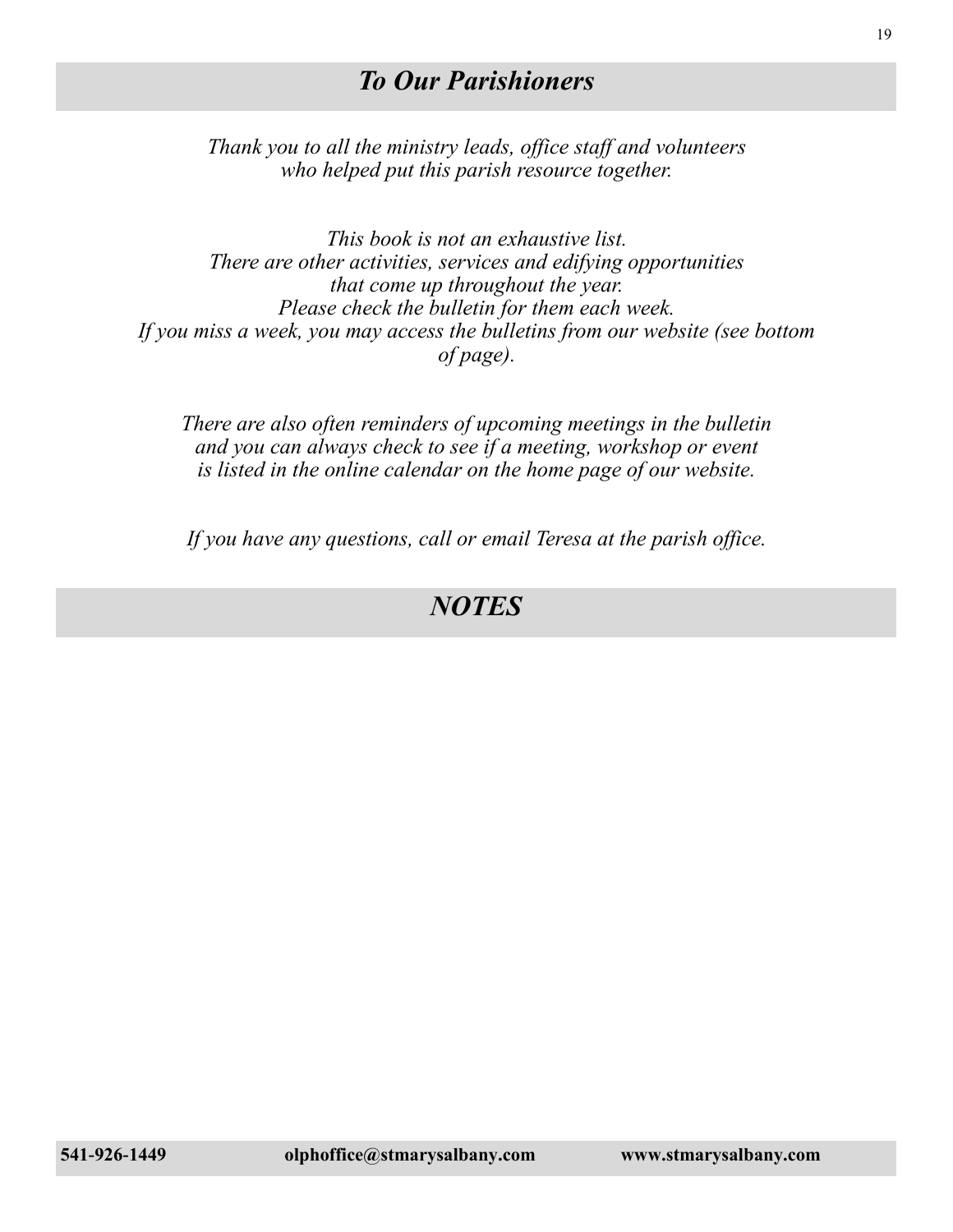## *To Our Parishioners*

*Thank you to all the ministry leads, office staff and volunteers who helped put this parish resource together.*

*This book is not an exhaustive list.*
*There are other activities, services and edifying opportunities that come up throughout the year.*
*Please check the bulletin for them each week.*
*If you miss a week, you may access the bulletins from our website (see bottom of page).*

*There are also often reminders of upcoming meetings in the bulletin and you can always check to see if a meeting, workshop or event is listed in the online calendar on the home page of our website.*

*If you have any questions, call or email Teresa at the parish office.*

## *NOTES*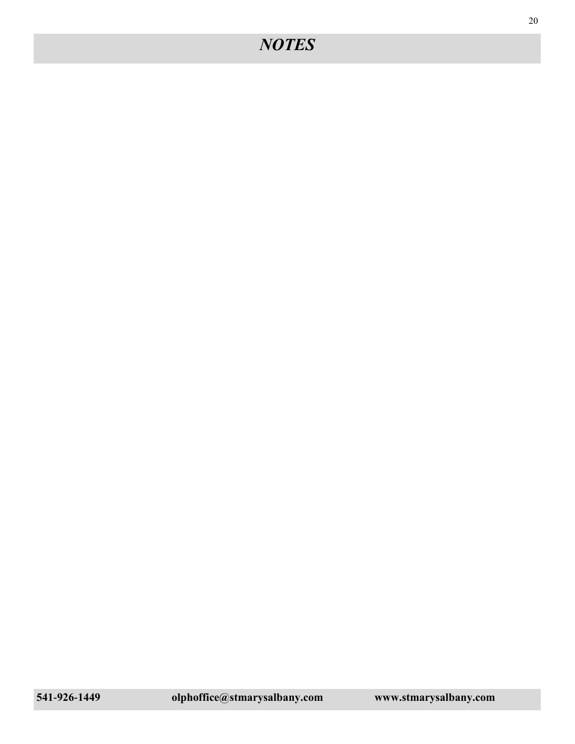# ***NOTES***

**541-926-1449** **olphoffice@stmarysalbany.com** **www.stmarysalbany.com**